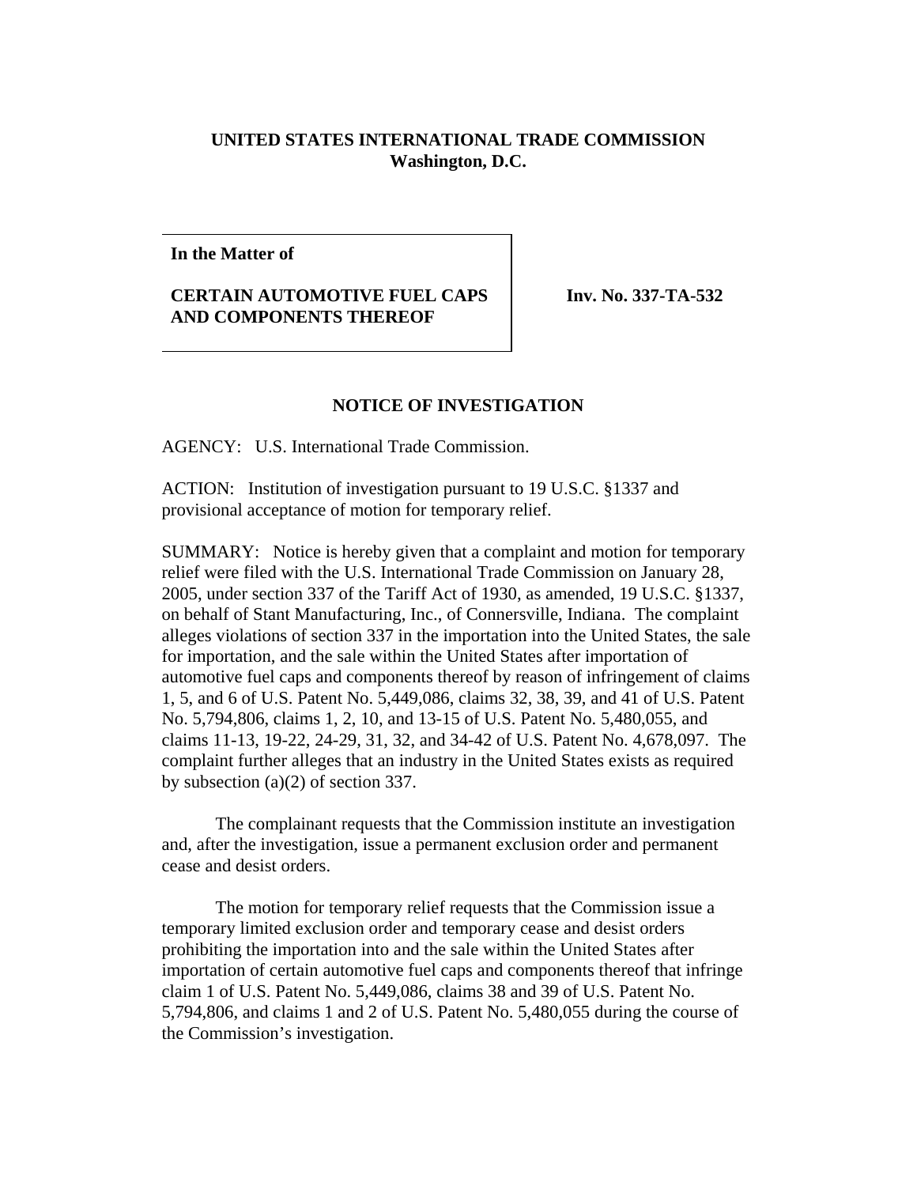**UNITED STATES INTERNATIONAL TRADE COMMISSION**
**Washington, D.C.**

| **In the Matter of** **CERTAIN AUTOMOTIVE FUEL CAPS AND COMPONENTS THEREOF** | **Inv. No. 337-TA-532** |
| --- | --- |

## NOTICE OF INVESTIGATION

AGENCY: U.S. International Trade Commission.

ACTION: Institution of investigation pursuant to 19 U.S.C. §1337 and provisional acceptance of motion for temporary relief.

SUMMARY: Notice is hereby given that a complaint and motion for temporary relief were filed with the U.S. International Trade Commission on January 28, 2005, under section 337 of the Tariff Act of 1930, as amended, 19 U.S.C. §1337, on behalf of Stant Manufacturing, Inc., of Connersville, Indiana. The complaint alleges violations of section 337 in the importation into the United States, the sale for importation, and the sale within the United States after importation of automotive fuel caps and components thereof by reason of infringement of claims 1, 5, and 6 of U.S. Patent No. 5,449,086, claims 32, 38, 39, and 41 of U.S. Patent No. 5,794,806, claims 1, 2, 10, and 13-15 of U.S. Patent No. 5,480,055, and claims 11-13, 19-22, 24-29, 31, 32, and 34-42 of U.S. Patent No. 4,678,097. The complaint further alleges that an industry in the United States exists as required by subsection (a)(2) of section 337.

The complainant requests that the Commission institute an investigation and, after the investigation, issue a permanent exclusion order and permanent cease and desist orders.

The motion for temporary relief requests that the Commission issue a temporary limited exclusion order and temporary cease and desist orders prohibiting the importation into and the sale within the United States after importation of certain automotive fuel caps and components thereof that infringe claim 1 of U.S. Patent No. 5,449,086, claims 38 and 39 of U.S. Patent No. 5,794,806, and claims 1 and 2 of U.S. Patent No. 5,480,055 during the course of the Commission's investigation.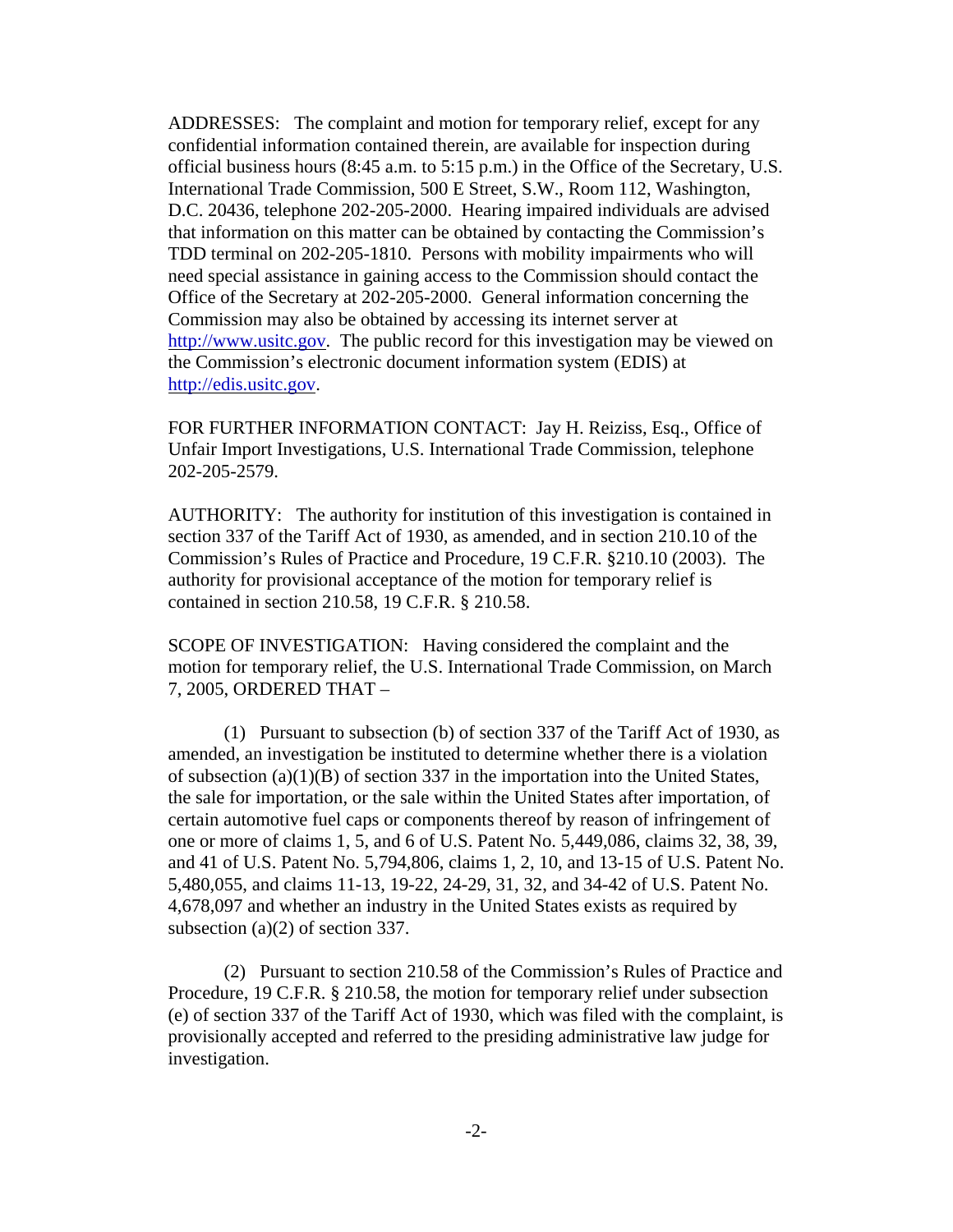ADDRESSES: The complaint and motion for temporary relief, except for any confidential information contained therein, are available for inspection during official business hours (8:45 a.m. to 5:15 p.m.) in the Office of the Secretary, U.S. International Trade Commission, 500 E Street, S.W., Room 112, Washington, D.C. 20436, telephone 202-205-2000. Hearing impaired individuals are advised that information on this matter can be obtained by contacting the Commission's TDD terminal on 202-205-1810. Persons with mobility impairments who will need special assistance in gaining access to the Commission should contact the Office of the Secretary at 202-205-2000. General information concerning the Commission may also be obtained by accessing its internet server at http://www.usitc.gov. The public record for this investigation may be viewed on the Commission's electronic document information system (EDIS) at http://edis.usitc.gov.

FOR FURTHER INFORMATION CONTACT: Jay H. Reiziss, Esq., Office of Unfair Import Investigations, U.S. International Trade Commission, telephone 202-205-2579.

AUTHORITY: The authority for institution of this investigation is contained in section 337 of the Tariff Act of 1930, as amended, and in section 210.10 of the Commission's Rules of Practice and Procedure, 19 C.F.R. §210.10 (2003). The authority for provisional acceptance of the motion for temporary relief is contained in section 210.58, 19 C.F.R. § 210.58.

SCOPE OF INVESTIGATION: Having considered the complaint and the motion for temporary relief, the U.S. International Trade Commission, on March 7, 2005, ORDERED THAT –

(1) Pursuant to subsection (b) of section 337 of the Tariff Act of 1930, as amended, an investigation be instituted to determine whether there is a violation of subsection (a)(1)(B) of section 337 in the importation into the United States, the sale for importation, or the sale within the United States after importation, of certain automotive fuel caps or components thereof by reason of infringement of one or more of claims 1, 5, and 6 of U.S. Patent No. 5,449,086, claims 32, 38, 39, and 41 of U.S. Patent No. 5,794,806, claims 1, 2, 10, and 13-15 of U.S. Patent No. 5,480,055, and claims 11-13, 19-22, 24-29, 31, 32, and 34-42 of U.S. Patent No. 4,678,097 and whether an industry in the United States exists as required by subsection (a)(2) of section 337.

(2) Pursuant to section 210.58 of the Commission's Rules of Practice and Procedure, 19 C.F.R. § 210.58, the motion for temporary relief under subsection (e) of section 337 of the Tariff Act of 1930, which was filed with the complaint, is provisionally accepted and referred to the presiding administrative law judge for investigation.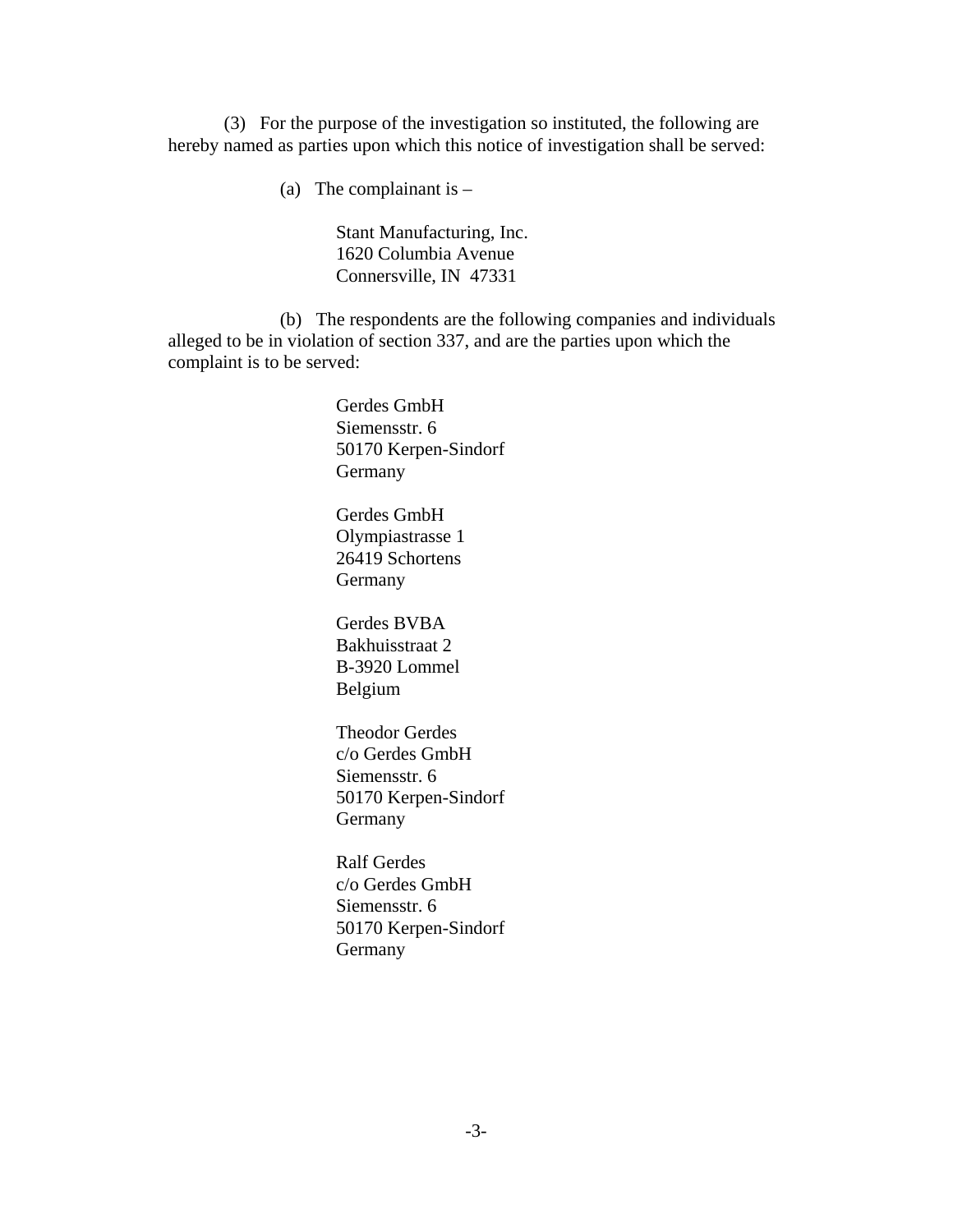(3) For the purpose of the investigation so instituted, the following are hereby named as parties upon which this notice of investigation shall be served:

(a) The complainant is –

Stant Manufacturing, Inc.  
1620 Columbia Avenue  
Connersville, IN 47331

(b) The respondents are the following companies and individuals alleged to be in violation of section 337, and are the parties upon which the complaint is to be served:

Gerdes GmbH  
Siemensstr. 6  
50170 Kerpen-Sindorf  
Germany

Gerdes GmbH  
Olympiastrasse 1  
26419 Schortens  
Germany

Gerdes BVBA  
Bakhuisstraat 2  
B-3920 Lommel  
Belgium

Theodor Gerdes  
c/o Gerdes GmbH  
Siemensstr. 6  
50170 Kerpen-Sindorf  
Germany

Ralf Gerdes  
c/o Gerdes GmbH  
Siemensstr. 6  
50170 Kerpen-Sindorf  
Germany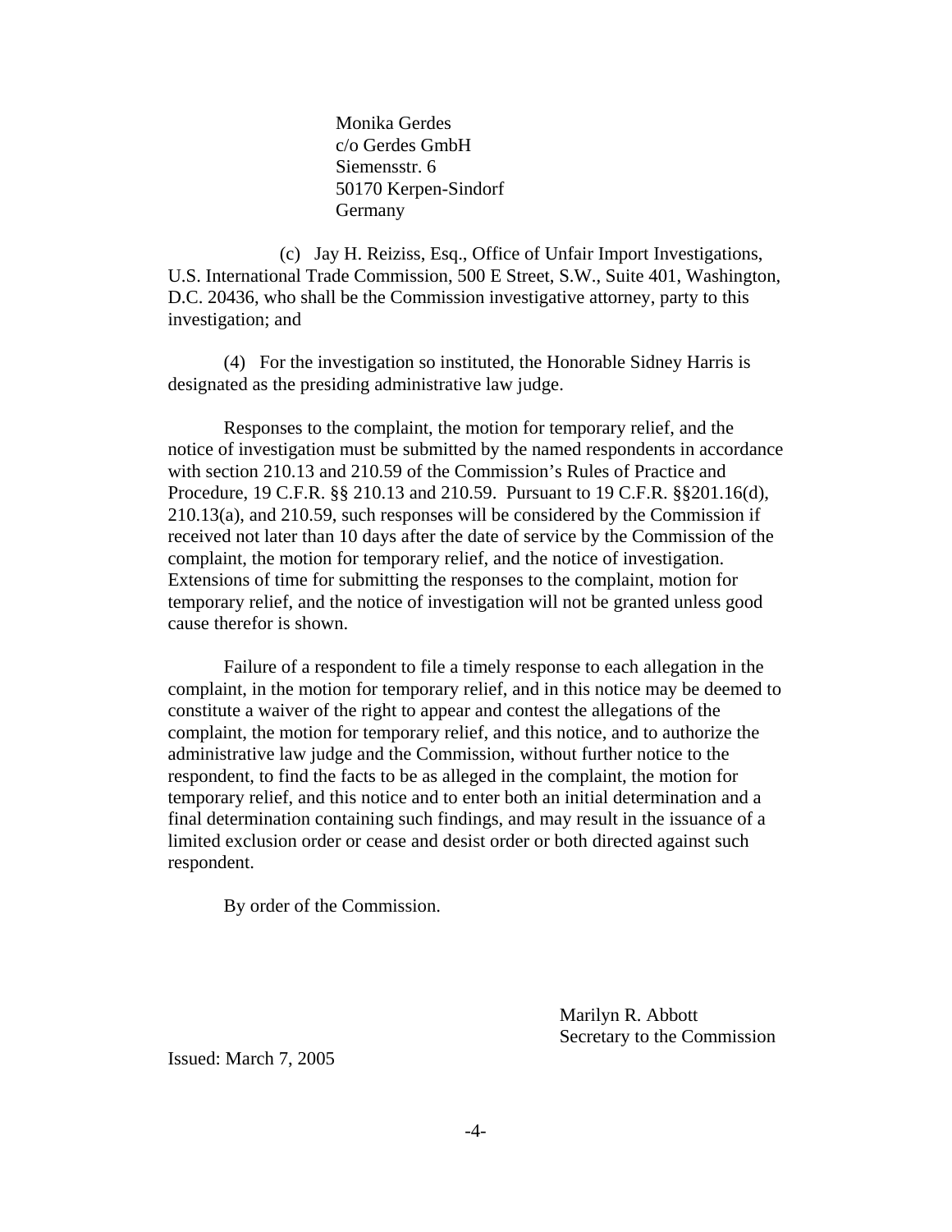Monika Gerdes
c/o Gerdes GmbH
Siemensstr. 6
50170 Kerpen-Sindorf
Germany

(c) Jay H. Reiziss, Esq., Office of Unfair Import Investigations, U.S. International Trade Commission, 500 E Street, S.W., Suite 401, Washington, D.C. 20436, who shall be the Commission investigative attorney, party to this investigation; and

(4) For the investigation so instituted, the Honorable Sidney Harris is designated as the presiding administrative law judge.

Responses to the complaint, the motion for temporary relief, and the notice of investigation must be submitted by the named respondents in accordance with section 210.13 and 210.59 of the Commission's Rules of Practice and Procedure, 19 C.F.R. §§ 210.13 and 210.59. Pursuant to 19 C.F.R. §§201.16(d), 210.13(a), and 210.59, such responses will be considered by the Commission if received not later than 10 days after the date of service by the Commission of the complaint, the motion for temporary relief, and the notice of investigation. Extensions of time for submitting the responses to the complaint, motion for temporary relief, and the notice of investigation will not be granted unless good cause therefor is shown.

Failure of a respondent to file a timely response to each allegation in the complaint, in the motion for temporary relief, and in this notice may be deemed to constitute a waiver of the right to appear and contest the allegations of the complaint, the motion for temporary relief, and this notice, and to authorize the administrative law judge and the Commission, without further notice to the respondent, to find the facts to be as alleged in the complaint, the motion for temporary relief, and this notice and to enter both an initial determination and a final determination containing such findings, and may result in the issuance of a limited exclusion order or cease and desist order or both directed against such respondent.

By order of the Commission.

Marilyn R. Abbott
Secretary to the Commission

Issued: March 7, 2005